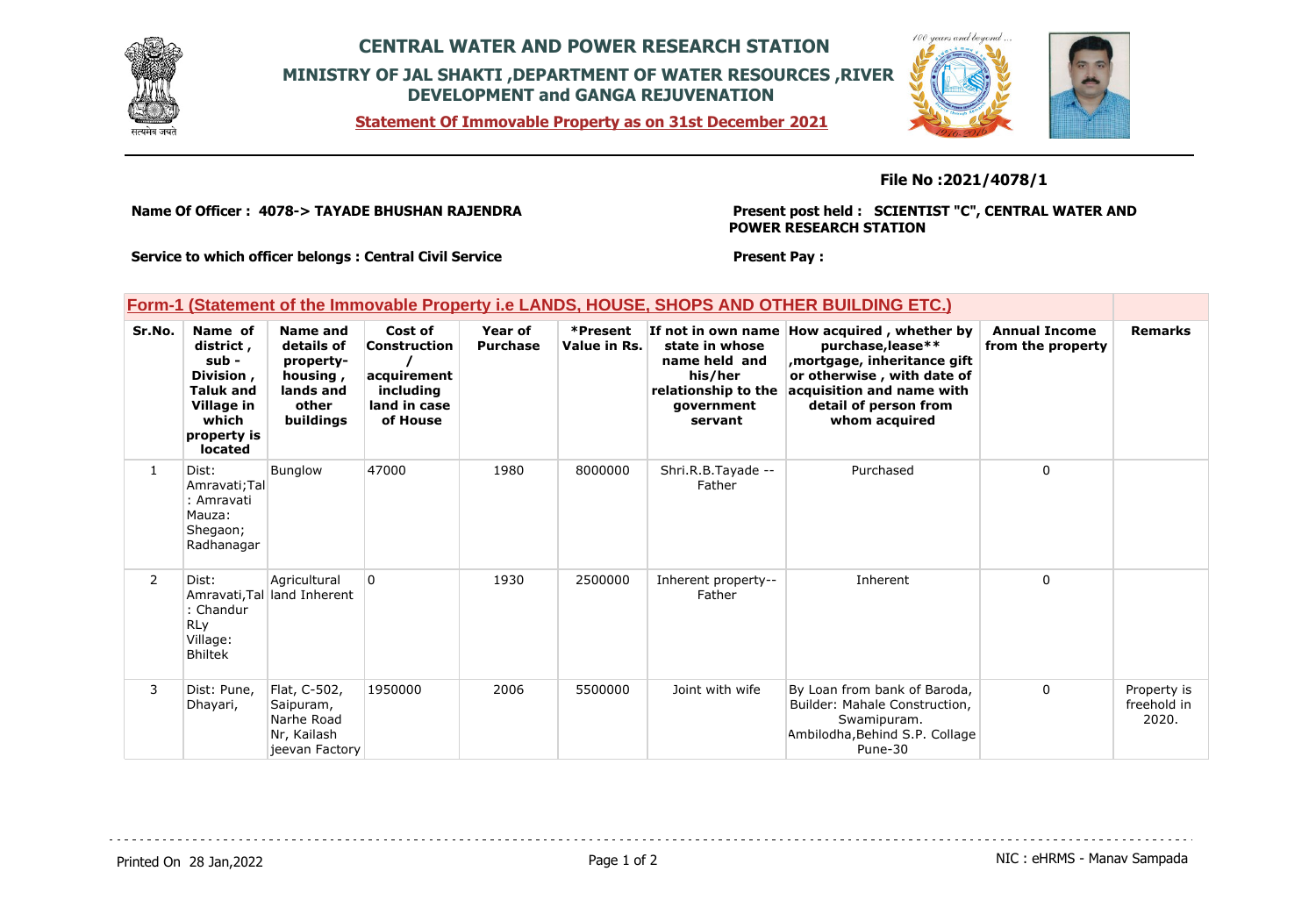# CENTRAL WATER AND POWER RESEARCH STATION

## MINISTRY OF JAL SHAKTI ,DEPARTMENT OF WATER RESOURCES ,RIVER DEVELOPMENT and GANGA REJUVENATION

**Statement Of Immovable Property as on 31st December 2021**

**File No :2021/4078/1**

**Name Of Officer : 4078-> TAYADE BHUSHAN RAJENDRA**

**Present post held : SCIENTIST "C", CENTRAL WATER AND POWER RESEARCH STATION**

**Service to which officer belongs : Central Civil Service**

**Present Pay :**

## Form-1 (Statement of the Immovable Property i.e LANDS, HOUSE, SHOPS AND OTHER BUILDING ETC.)

| Sr.No. | Name of district , sub - Division , Taluk and Village in which property is located | Name and details of property-housing , lands and other buildings | Cost of Construction / acquirement including land in case of House | Year of Purchase | *Present Value in Rs. | If not in own name state in whose name held and his/her relationship to the government servant | How acquired , whether by purchase,lease** ,mortgage, inheritance gift or otherwise , with date of acquisition and name with detail of person from whom acquired | Annual Income from the property | Remarks |
|---|---|---|---|---|---|---|---|---|---|
| 1 | Dist: Amravati;Tal : Amravati Mauza: Shegaon; Radhanagar | Bunglow | 47000 | 1980 | 8000000 | Shri.R.B.Tayade -- Father | Purchased | 0 | |
| 2 | Dist: Amravati,Tal : Chandur RLy Village: Bhiltek | Agricultural land Inherent | 0 | 1930 | 2500000 | Inherent property-- Father | Inherent | 0 | |
| 3 | Dist: Pune, Dhayari, | Flat, C-502, Saipuram, Narhe Road Nr, Kailash jeevan Factory | 1950000 | 2006 | 5500000 | Joint with wife | By Loan from bank of Baroda, Builder: Mahale Construction, Swamipuram. Ambilodha,Behind S.P. Collage Pune-30 | 0 | Property is freehold in 2020. |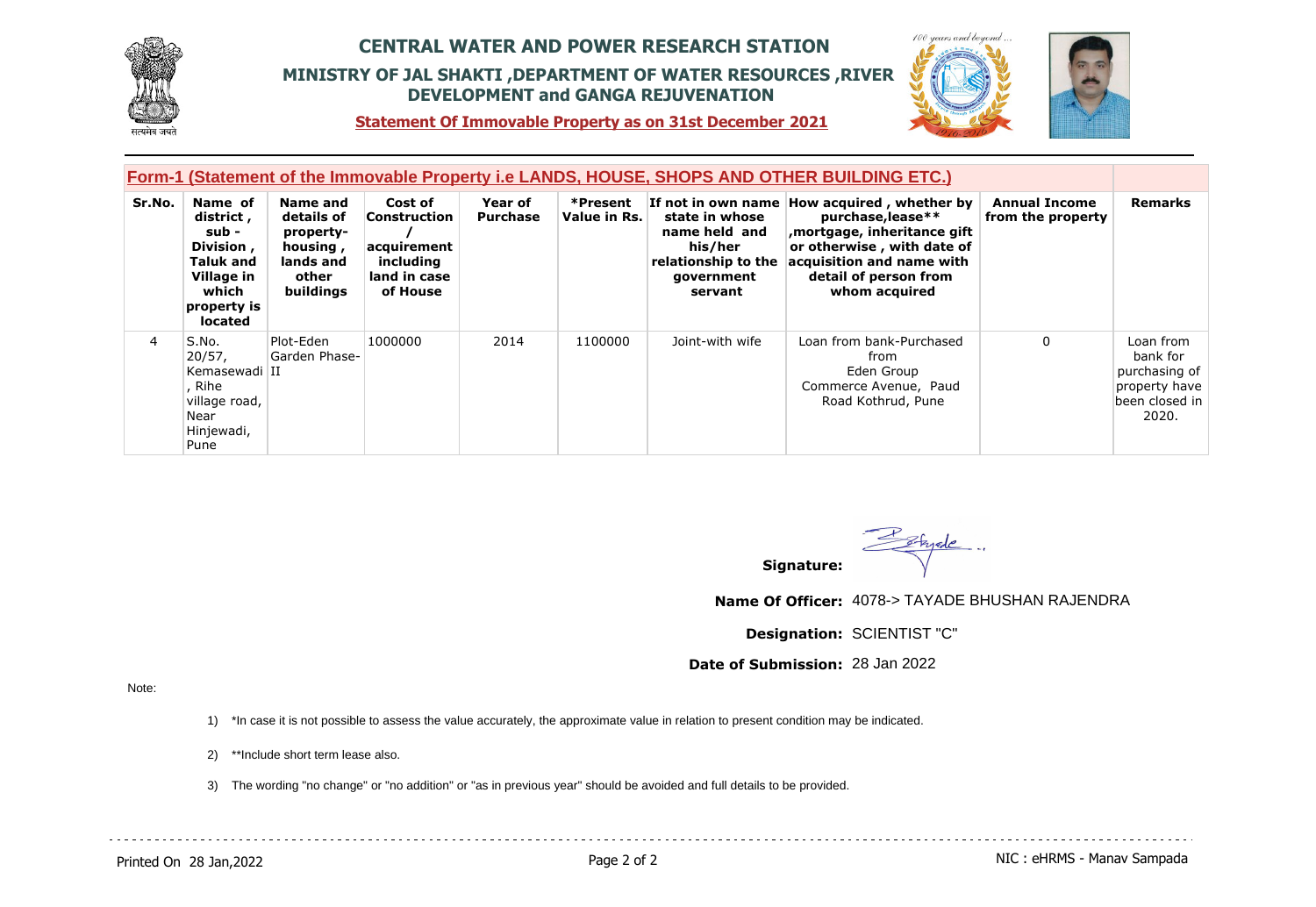# CENTRAL WATER AND POWER RESEARCH STATION

## MINISTRY OF JAL SHAKTI ,DEPARTMENT OF WATER RESOURCES ,RIVER DEVELOPMENT and GANGA REJUVENATION

**Statement Of Immovable Property as on 31st December 2021**

### Form-1 (Statement of the Immovable Property i.e LANDS, HOUSE, SHOPS AND OTHER BUILDING ETC.)

| Sr.No. | Name of district , sub - Division , Taluk and Village in which property is located | Name and details of property-housing , lands and other buildings | Cost of Construction / acquirement including land in case of House | Year of Purchase | *Present Value in Rs. | If not in own name state in whose name held and his/her relationship to the government servant | How acquired , whether by purchase,lease** ,mortgage, inheritance gift or otherwise , with date of acquisition and name with detail of person from whom acquired | Annual Income from the property | Remarks |
|---|---|---|---|---|---|---|---|---|---|
| 4 | S.No. 20/57, Kemasewadi , Rihe village road, Near Hinjewadi, Pune | Plot-Eden Garden Phase-II | 1000000 | 2014 | 1100000 | Joint-with wife | Loan from bank-Purchased from Eden Group Commerce Avenue, Paud Road Kothrud, Pune | 0 | Loan from bank for purchasing of property have been closed in 2020. |

**Signature:**

**Name Of Officer:** 4078-> TAYADE BHUSHAN RAJENDRA

**Designation:** SCIENTIST "C"

**Date of Submission:** 28 Jan 2022

Note:

1) *In case it is not possible to assess the value accurately, the approximate value in relation to present condition may be indicated.

2) **Include short term lease also.

3) The wording "no change" or "no addition" or "as in previous year" should be avoided and full details to be provided.

Printed On 28 Jan,2022

NIC : eHRMS - Manav Sampada